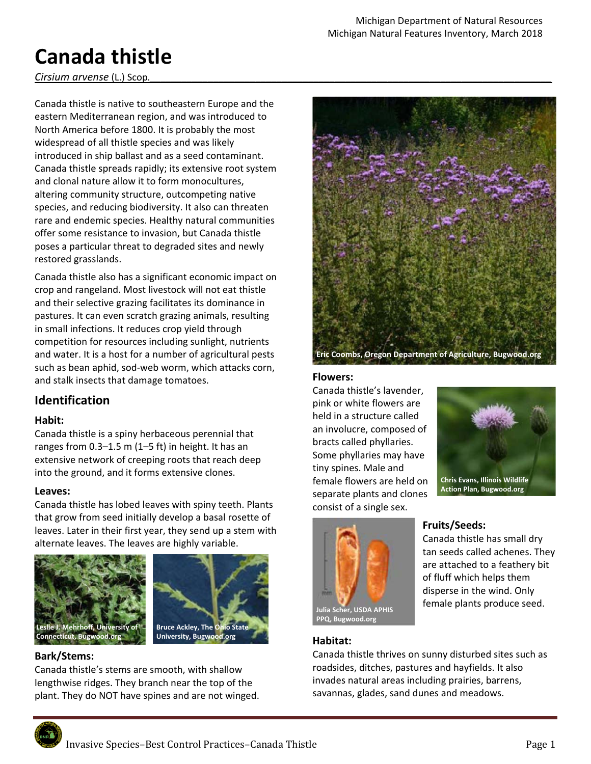Michigan Department of Natural Resources
Michigan Natural Features Inventory, March 2018

# Canada thistle

*Cirsium arvense* (L.) Scop.

Canada thistle is native to southeastern Europe and the eastern Mediterranean region, and was introduced to North America before 1800. It is probably the most widespread of all thistle species and was likely introduced in ship ballast and as a seed contaminant. Canada thistle spreads rapidly; its extensive root system and clonal nature allow it to form monocultures, altering community structure, outcompeting native species, and reducing biodiversity. It also can threaten rare and endemic species. Healthy natural communities offer some resistance to invasion, but Canada thistle poses a particular threat to degraded sites and newly restored grasslands.

Canada thistle also has a significant economic impact on crop and rangeland. Most livestock will not eat thistle and their selective grazing facilitates its dominance in pastures. It can even scratch grazing animals, resulting in small infections. It reduces crop yield through competition for resources including sunlight, nutrients and water. It is a host for a number of agricultural pests such as bean aphid, sod-web worm, which attacks corn, and stalk insects that damage tomatoes.

Eric Coombs, Oregon Department of Agriculture, Bugwood.org

## Identification

### Habit:

Canada thistle is a spiny herbaceous perennial that ranges from 0.3–1.5 m (1–5 ft) in height. It has an extensive network of creeping roots that reach deep into the ground, and it forms extensive clones.

### Leaves:

Canada thistle has lobed leaves with spiny teeth. Plants that grow from seed initially develop a basal rosette of leaves. Later in their first year, they send up a stem with alternate leaves. The leaves are highly variable.

Leslie J. Mehrhoff, University of Connecticut, Bugwood.org

Bruce Ackley, The Ohio State University, Bugwood.org

### Bark/Stems:

Canada thistle's stems are smooth, with shallow lengthwise ridges. They branch near the top of the plant. They do NOT have spines and are not winged.

### Flowers:

Canada thistle's lavender, pink or white flowers are held in a structure called an involucre, composed of bracts called phyllaries. Some phyllaries may have tiny spines. Male and female flowers are held on separate plants and clones consist of a single sex.

Chris Evans, Illinois Wildlife Action Plan, Bugwood.org

### Fruits/Seeds:

Canada thistle has small dry tan seeds called achenes. They are attached to a feathery bit of fluff which helps them disperse in the wind. Only female plants produce seed.

Julia Scher, USDA APHIS PPQ, Bugwood.org

### Habitat:

Canada thistle thrives on sunny disturbed sites such as roadsides, ditches, pastures and hayfields. It also invades natural areas including prairies, barrens, savannas, glades, sand dunes and meadows.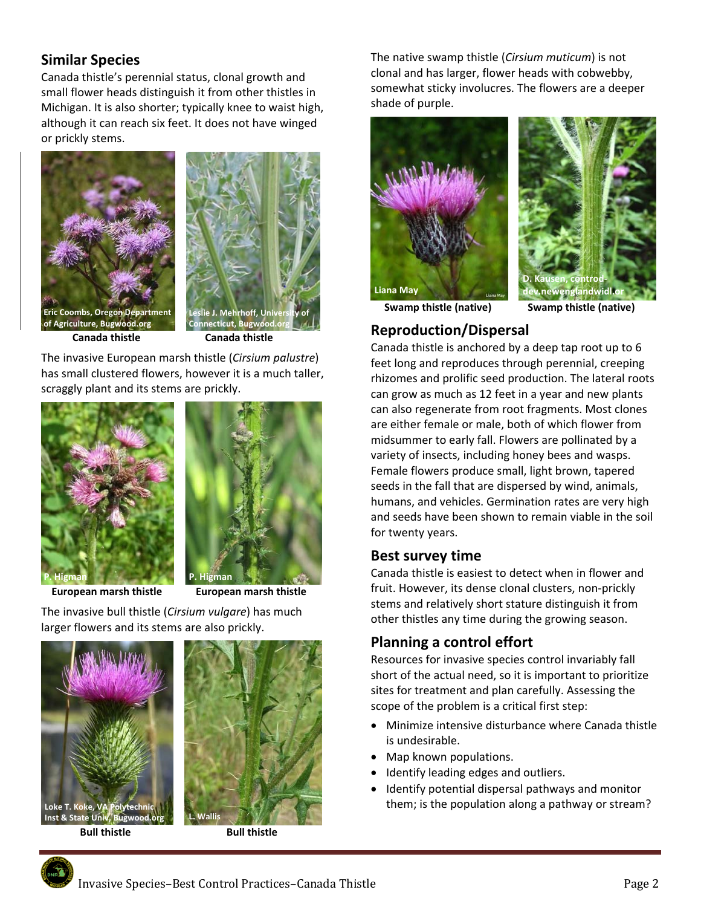## Similar Species

Canada thistle's perennial status, clonal growth and small flower heads distinguish it from other thistles in Michigan. It is also shorter; typically knee to waist high, although it can reach six feet. It does not have winged or prickly stems.

Eric Coombs, Oregon Department of Agriculture, Bugwood.org

Canada thistle

Leslie J. Mehrhoff, University of Connecticut, Bugwood.org

Canada thistle

The invasive European marsh thistle (*Cirsium palustre*) has small clustered flowers, however it is a much taller, scraggly plant and its stems are prickly.

P. Higman

European marsh thistle

P. Higman

European marsh thistle

The invasive bull thistle (*Cirsium vulgare*) has much larger flowers and its stems are also prickly.

Loke T. Koke, VA Polytechnic Inst & State Univ, Bugwood.org

Bull thistle

L. Wallis

Bull thistle

The native swamp thistle (*Cirsium muticum*) is not clonal and has larger, flower heads with cobwebby, somewhat sticky involucres. The flowers are a deeper shade of purple.

Liana May

Swamp thistle (native)

D. Kausen, controd-dev.newenglandwidl.or

Swamp thistle (native)

## Reproduction/Dispersal

Canada thistle is anchored by a deep tap root up to 6 feet long and reproduces through perennial, creeping rhizomes and prolific seed production. The lateral roots can grow as much as 12 feet in a year and new plants can also regenerate from root fragments. Most clones are either female or male, both of which flower from midsummer to early fall. Flowers are pollinated by a variety of insects, including honey bees and wasps. Female flowers produce small, light brown, tapered seeds in the fall that are dispersed by wind, animals, humans, and vehicles. Germination rates are very high and seeds have been shown to remain viable in the soil for twenty years.

## Best survey time

Canada thistle is easiest to detect when in flower and fruit. However, its dense clonal clusters, non-prickly stems and relatively short stature distinguish it from other thistles any time during the growing season.

## Planning a control effort

Resources for invasive species control invariably fall short of the actual need, so it is important to prioritize sites for treatment and plan carefully. Assessing the scope of the problem is a critical first step:

- Minimize intensive disturbance where Canada thistle is undesirable.
- Map known populations.
- Identify leading edges and outliers.
- Identify potential dispersal pathways and monitor them; is the population along a pathway or stream?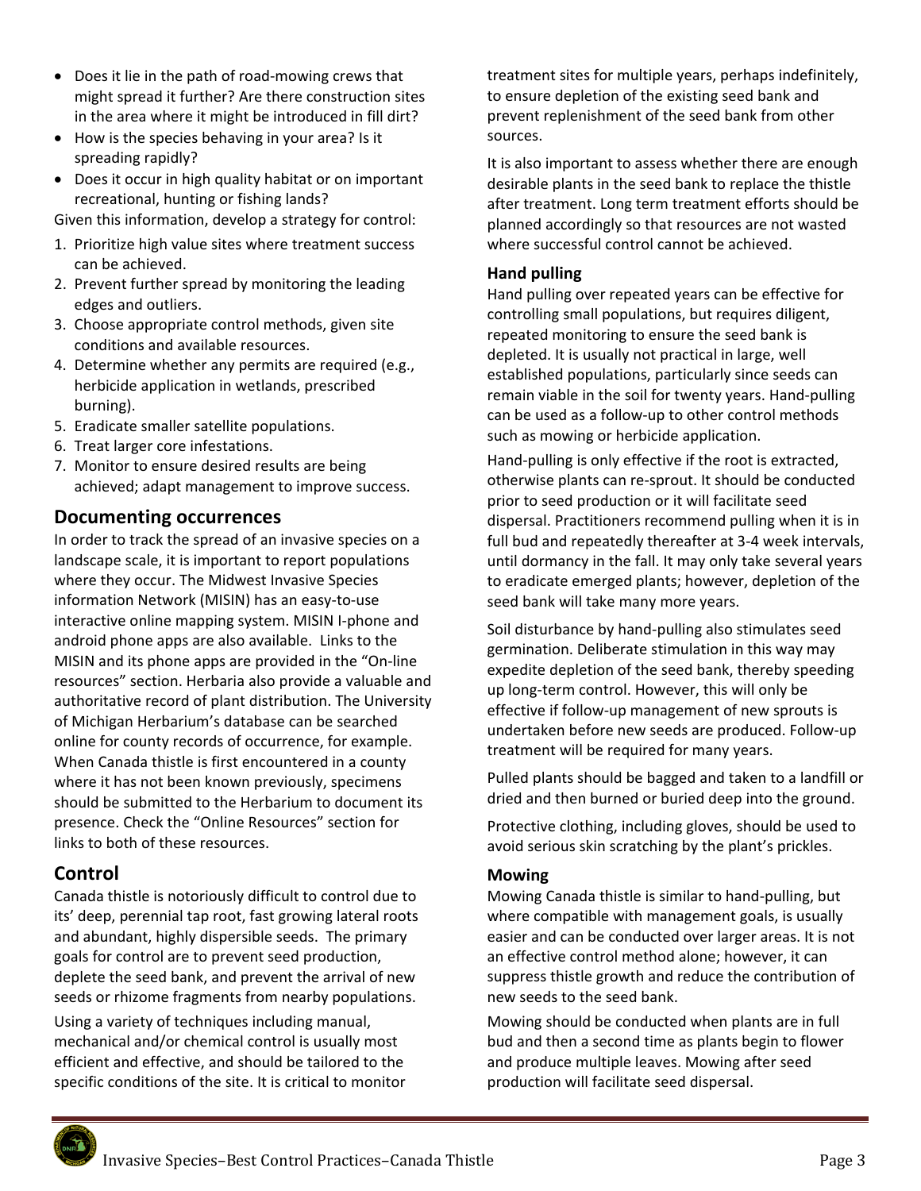- Does it lie in the path of road-mowing crews that might spread it further? Are there construction sites in the area where it might be introduced in fill dirt?
- How is the species behaving in your area? Is it spreading rapidly?
- Does it occur in high quality habitat or on important recreational, hunting or fishing lands?

Given this information, develop a strategy for control:

1. Prioritize high value sites where treatment success can be achieved.
2. Prevent further spread by monitoring the leading edges and outliers.
3. Choose appropriate control methods, given site conditions and available resources.
4. Determine whether any permits are required (e.g., herbicide application in wetlands, prescribed burning).
5. Eradicate smaller satellite populations.
6. Treat larger core infestations.
7. Monitor to ensure desired results are being achieved; adapt management to improve success.

## Documenting occurrences

In order to track the spread of an invasive species on a landscape scale, it is important to report populations where they occur. The Midwest Invasive Species information Network (MISIN) has an easy-to-use interactive online mapping system. MISIN I-phone and android phone apps are also available. Links to the MISIN and its phone apps are provided in the "On-line resources" section. Herbaria also provide a valuable and authoritative record of plant distribution. The University of Michigan Herbarium's database can be searched online for county records of occurrence, for example. When Canada thistle is first encountered in a county where it has not been known previously, specimens should be submitted to the Herbarium to document its presence. Check the "Online Resources" section for links to both of these resources.

## Control

Canada thistle is notoriously difficult to control due to its' deep, perennial tap root, fast growing lateral roots and abundant, highly dispersible seeds. The primary goals for control are to prevent seed production, deplete the seed bank, and prevent the arrival of new seeds or rhizome fragments from nearby populations.

Using a variety of techniques including manual, mechanical and/or chemical control is usually most efficient and effective, and should be tailored to the specific conditions of the site. It is critical to monitor treatment sites for multiple years, perhaps indefinitely, to ensure depletion of the existing seed bank and prevent replenishment of the seed bank from other sources.

It is also important to assess whether there are enough desirable plants in the seed bank to replace the thistle after treatment. Long term treatment efforts should be planned accordingly so that resources are not wasted where successful control cannot be achieved.

### Hand pulling

Hand pulling over repeated years can be effective for controlling small populations, but requires diligent, repeated monitoring to ensure the seed bank is depleted. It is usually not practical in large, well established populations, particularly since seeds can remain viable in the soil for twenty years. Hand-pulling can be used as a follow-up to other control methods such as mowing or herbicide application.

Hand-pulling is only effective if the root is extracted, otherwise plants can re-sprout. It should be conducted prior to seed production or it will facilitate seed dispersal. Practitioners recommend pulling when it is in full bud and repeatedly thereafter at 3-4 week intervals, until dormancy in the fall. It may only take several years to eradicate emerged plants; however, depletion of the seed bank will take many more years.

Soil disturbance by hand-pulling also stimulates seed germination. Deliberate stimulation in this way may expedite depletion of the seed bank, thereby speeding up long-term control. However, this will only be effective if follow-up management of new sprouts is undertaken before new seeds are produced. Follow-up treatment will be required for many years.

Pulled plants should be bagged and taken to a landfill or dried and then burned or buried deep into the ground.

Protective clothing, including gloves, should be used to avoid serious skin scratching by the plant's prickles.

### Mowing

Mowing Canada thistle is similar to hand-pulling, but where compatible with management goals, is usually easier and can be conducted over larger areas. It is not an effective control method alone; however, it can suppress thistle growth and reduce the contribution of new seeds to the seed bank.

Mowing should be conducted when plants are in full bud and then a second time as plants begin to flower and produce multiple leaves. Mowing after seed production will facilitate seed dispersal.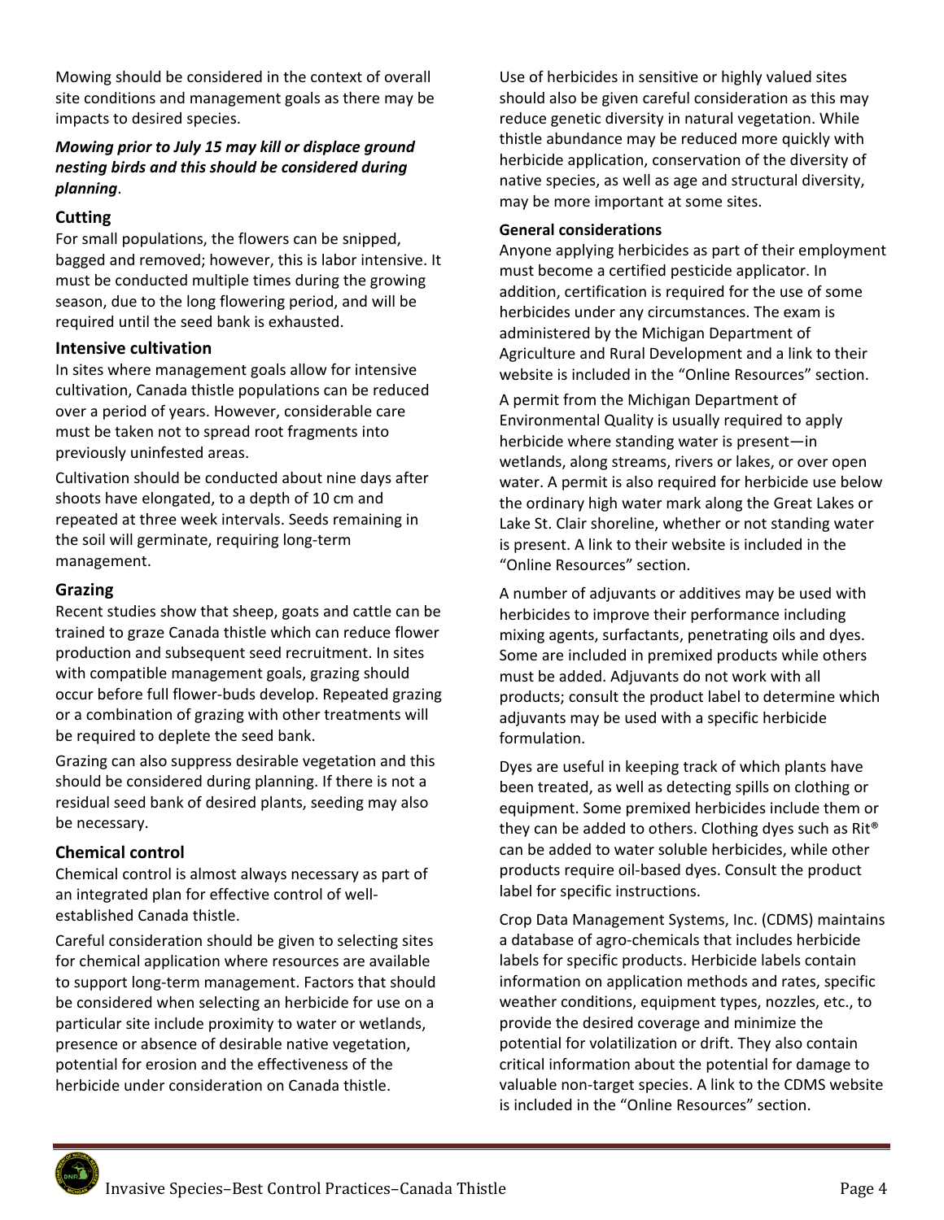Mowing should be considered in the context of overall site conditions and management goals as there may be impacts to desired species.

***Mowing prior to July 15 may kill or displace ground nesting birds and this should be considered during planning***.

### Cutting

For small populations, the flowers can be snipped, bagged and removed; however, this is labor intensive. It must be conducted multiple times during the growing season, due to the long flowering period, and will be required until the seed bank is exhausted.

### Intensive cultivation

In sites where management goals allow for intensive cultivation, Canada thistle populations can be reduced over a period of years. However, considerable care must be taken not to spread root fragments into previously uninfested areas.

Cultivation should be conducted about nine days after shoots have elongated, to a depth of 10 cm and repeated at three week intervals. Seeds remaining in the soil will germinate, requiring long-term management.

### Grazing

Recent studies show that sheep, goats and cattle can be trained to graze Canada thistle which can reduce flower production and subsequent seed recruitment. In sites with compatible management goals, grazing should occur before full flower-buds develop. Repeated grazing or a combination of grazing with other treatments will be required to deplete the seed bank.

Grazing can also suppress desirable vegetation and this should be considered during planning. If there is not a residual seed bank of desired plants, seeding may also be necessary.

### Chemical control

Chemical control is almost always necessary as part of an integrated plan for effective control of well-established Canada thistle.

Careful consideration should be given to selecting sites for chemical application where resources are available to support long-term management. Factors that should be considered when selecting an herbicide for use on a particular site include proximity to water or wetlands, presence or absence of desirable native vegetation, potential for erosion and the effectiveness of the herbicide under consideration on Canada thistle.

Use of herbicides in sensitive or highly valued sites should also be given careful consideration as this may reduce genetic diversity in natural vegetation. While thistle abundance may be reduced more quickly with herbicide application, conservation of the diversity of native species, as well as age and structural diversity, may be more important at some sites.

#### General considerations

Anyone applying herbicides as part of their employment must become a certified pesticide applicator. In addition, certification is required for the use of some herbicides under any circumstances. The exam is administered by the Michigan Department of Agriculture and Rural Development and a link to their website is included in the "Online Resources" section.

A permit from the Michigan Department of Environmental Quality is usually required to apply herbicide where standing water is present—in wetlands, along streams, rivers or lakes, or over open water. A permit is also required for herbicide use below the ordinary high water mark along the Great Lakes or Lake St. Clair shoreline, whether or not standing water is present. A link to their website is included in the "Online Resources" section.

A number of adjuvants or additives may be used with herbicides to improve their performance including mixing agents, surfactants, penetrating oils and dyes. Some are included in premixed products while others must be added. Adjuvants do not work with all products; consult the product label to determine which adjuvants may be used with a specific herbicide formulation.

Dyes are useful in keeping track of which plants have been treated, as well as detecting spills on clothing or equipment. Some premixed herbicides include them or they can be added to others. Clothing dyes such as Rit® can be added to water soluble herbicides, while other products require oil-based dyes. Consult the product label for specific instructions.

Crop Data Management Systems, Inc. (CDMS) maintains a database of agro-chemicals that includes herbicide labels for specific products. Herbicide labels contain information on application methods and rates, specific weather conditions, equipment types, nozzles, etc., to provide the desired coverage and minimize the potential for volatilization or drift. They also contain critical information about the potential for damage to valuable non-target species. A link to the CDMS website is included in the "Online Resources" section.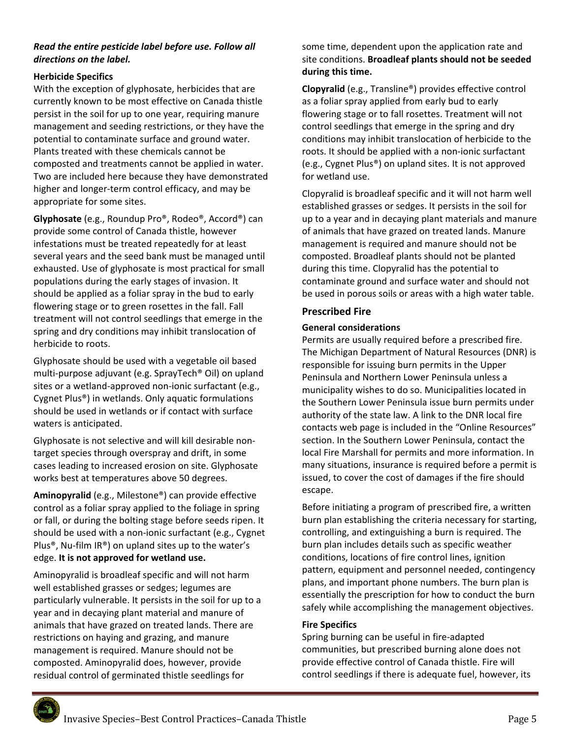***Read the entire pesticide label before use. Follow all directions on the label.***

**Herbicide Specifics**

With the exception of glyphosate, herbicides that are currently known to be most effective on Canada thistle persist in the soil for up to one year, requiring manure management and seeding restrictions, or they have the potential to contaminate surface and ground water. Plants treated with these chemicals cannot be composted and treatments cannot be applied in water. Two are included here because they have demonstrated higher and longer-term control efficacy, and may be appropriate for some sites.

**Glyphosate** (e.g., Roundup Pro®, Rodeo®, Accord®) can provide some control of Canada thistle, however infestations must be treated repeatedly for at least several years and the seed bank must be managed until exhausted. Use of glyphosate is most practical for small populations during the early stages of invasion. It should be applied as a foliar spray in the bud to early flowering stage or to green rosettes in the fall. Fall treatment will not control seedlings that emerge in the spring and dry conditions may inhibit translocation of herbicide to roots.

Glyphosate should be used with a vegetable oil based multi-purpose adjuvant (e.g. SprayTech® Oil) on upland sites or a wetland-approved non-ionic surfactant (e.g., Cygnet Plus®) in wetlands. Only aquatic formulations should be used in wetlands or if contact with surface waters is anticipated.

Glyphosate is not selective and will kill desirable non-target species through overspray and drift, in some cases leading to increased erosion on site. Glyphosate works best at temperatures above 50 degrees.

**Aminopyralid** (e.g., Milestone®) can provide effective control as a foliar spray applied to the foliage in spring or fall, or during the bolting stage before seeds ripen. It should be used with a non-ionic surfactant (e.g., Cygnet Plus®, Nu-film IR®) on upland sites up to the water's edge. **It is not approved for wetland use.**

Aminopyralid is broadleaf specific and will not harm well established grasses or sedges; legumes are particularly vulnerable. It persists in the soil for up to a year and in decaying plant material and manure of animals that have grazed on treated lands. There are restrictions on haying and grazing, and manure management is required. Manure should not be composted. Aminopyralid does, however, provide residual control of germinated thistle seedlings for some time, dependent upon the application rate and site conditions. **Broadleaf plants should not be seeded during this time.**

**Clopyralid** (e.g., Transline®) provides effective control as a foliar spray applied from early bud to early flowering stage or to fall rosettes. Treatment will not control seedlings that emerge in the spring and dry conditions may inhibit translocation of herbicide to the roots. It should be applied with a non-ionic surfactant (e.g., Cygnet Plus®) on upland sites. It is not approved for wetland use.

Clopyralid is broadleaf specific and it will not harm well established grasses or sedges. It persists in the soil for up to a year and in decaying plant materials and manure of animals that have grazed on treated lands. Manure management is required and manure should not be composted. Broadleaf plants should not be planted during this time. Clopyralid has the potential to contaminate ground and surface water and should not be used in porous soils or areas with a high water table.

## Prescribed Fire

**General considerations**

Permits are usually required before a prescribed fire. The Michigan Department of Natural Resources (DNR) is responsible for issuing burn permits in the Upper Peninsula and Northern Lower Peninsula unless a municipality wishes to do so. Municipalities located in the Southern Lower Peninsula issue burn permits under authority of the state law. A link to the DNR local fire contacts web page is included in the "Online Resources" section. In the Southern Lower Peninsula, contact the local Fire Marshall for permits and more information. In many situations, insurance is required before a permit is issued, to cover the cost of damages if the fire should escape.

Before initiating a program of prescribed fire, a written burn plan establishing the criteria necessary for starting, controlling, and extinguishing a burn is required. The burn plan includes details such as specific weather conditions, locations of fire control lines, ignition pattern, equipment and personnel needed, contingency plans, and important phone numbers. The burn plan is essentially the prescription for how to conduct the burn safely while accomplishing the management objectives.

**Fire Specifics**

Spring burning can be useful in fire-adapted communities, but prescribed burning alone does not provide effective control of Canada thistle. Fire will control seedlings if there is adequate fuel, however, its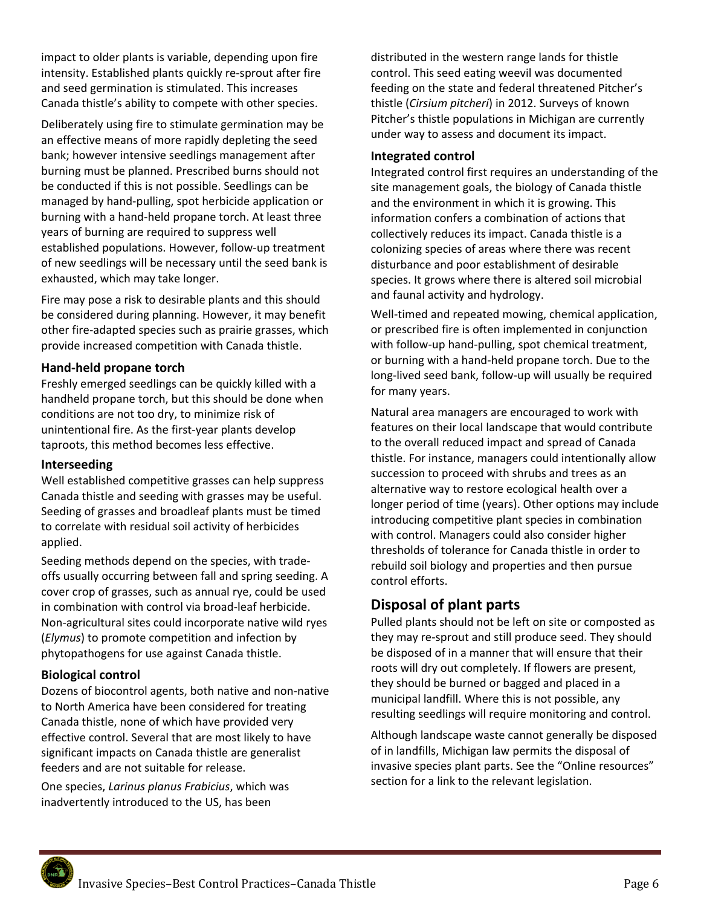impact to older plants is variable, depending upon fire intensity. Established plants quickly re-sprout after fire and seed germination is stimulated. This increases Canada thistle's ability to compete with other species.

Deliberately using fire to stimulate germination may be an effective means of more rapidly depleting the seed bank; however intensive seedlings management after burning must be planned. Prescribed burns should not be conducted if this is not possible. Seedlings can be managed by hand-pulling, spot herbicide application or burning with a hand-held propane torch. At least three years of burning are required to suppress well established populations. However, follow-up treatment of new seedlings will be necessary until the seed bank is exhausted, which may take longer.

Fire may pose a risk to desirable plants and this should be considered during planning. However, it may benefit other fire-adapted species such as prairie grasses, which provide increased competition with Canada thistle.

### Hand-held propane torch

Freshly emerged seedlings can be quickly killed with a handheld propane torch, but this should be done when conditions are not too dry, to minimize risk of unintentional fire. As the first-year plants develop taproots, this method becomes less effective.

### Interseeding

Well established competitive grasses can help suppress Canada thistle and seeding with grasses may be useful. Seeding of grasses and broadleaf plants must be timed to correlate with residual soil activity of herbicides applied.

Seeding methods depend on the species, with trade-offs usually occurring between fall and spring seeding. A cover crop of grasses, such as annual rye, could be used in combination with control via broad-leaf herbicide. Non-agricultural sites could incorporate native wild ryes (*Elymus*) to promote competition and infection by phytopathogens for use against Canada thistle.

### Biological control

Dozens of biocontrol agents, both native and non-native to North America have been considered for treating Canada thistle, none of which have provided very effective control. Several that are most likely to have significant impacts on Canada thistle are generalist feeders and are not suitable for release.

One species, *Larinus planus Frabicius*, which was inadvertently introduced to the US, has been distributed in the western range lands for thistle control. This seed eating weevil was documented feeding on the state and federal threatened Pitcher's thistle (*Cirsium pitcheri*) in 2012. Surveys of known Pitcher's thistle populations in Michigan are currently under way to assess and document its impact.

### Integrated control

Integrated control first requires an understanding of the site management goals, the biology of Canada thistle and the environment in which it is growing. This information confers a combination of actions that collectively reduces its impact. Canada thistle is a colonizing species of areas where there was recent disturbance and poor establishment of desirable species. It grows where there is altered soil microbial and faunal activity and hydrology.

Well-timed and repeated mowing, chemical application, or prescribed fire is often implemented in conjunction with follow-up hand-pulling, spot chemical treatment, or burning with a hand-held propane torch. Due to the long-lived seed bank, follow-up will usually be required for many years.

Natural area managers are encouraged to work with features on their local landscape that would contribute to the overall reduced impact and spread of Canada thistle. For instance, managers could intentionally allow succession to proceed with shrubs and trees as an alternative way to restore ecological health over a longer period of time (years). Other options may include introducing competitive plant species in combination with control. Managers could also consider higher thresholds of tolerance for Canada thistle in order to rebuild soil biology and properties and then pursue control efforts.

## Disposal of plant parts

Pulled plants should not be left on site or composted as they may re-sprout and still produce seed. They should be disposed of in a manner that will ensure that their roots will dry out completely. If flowers are present, they should be burned or bagged and placed in a municipal landfill. Where this is not possible, any resulting seedlings will require monitoring and control.

Although landscape waste cannot generally be disposed of in landfills, Michigan law permits the disposal of invasive species plant parts. See the "Online resources" section for a link to the relevant legislation.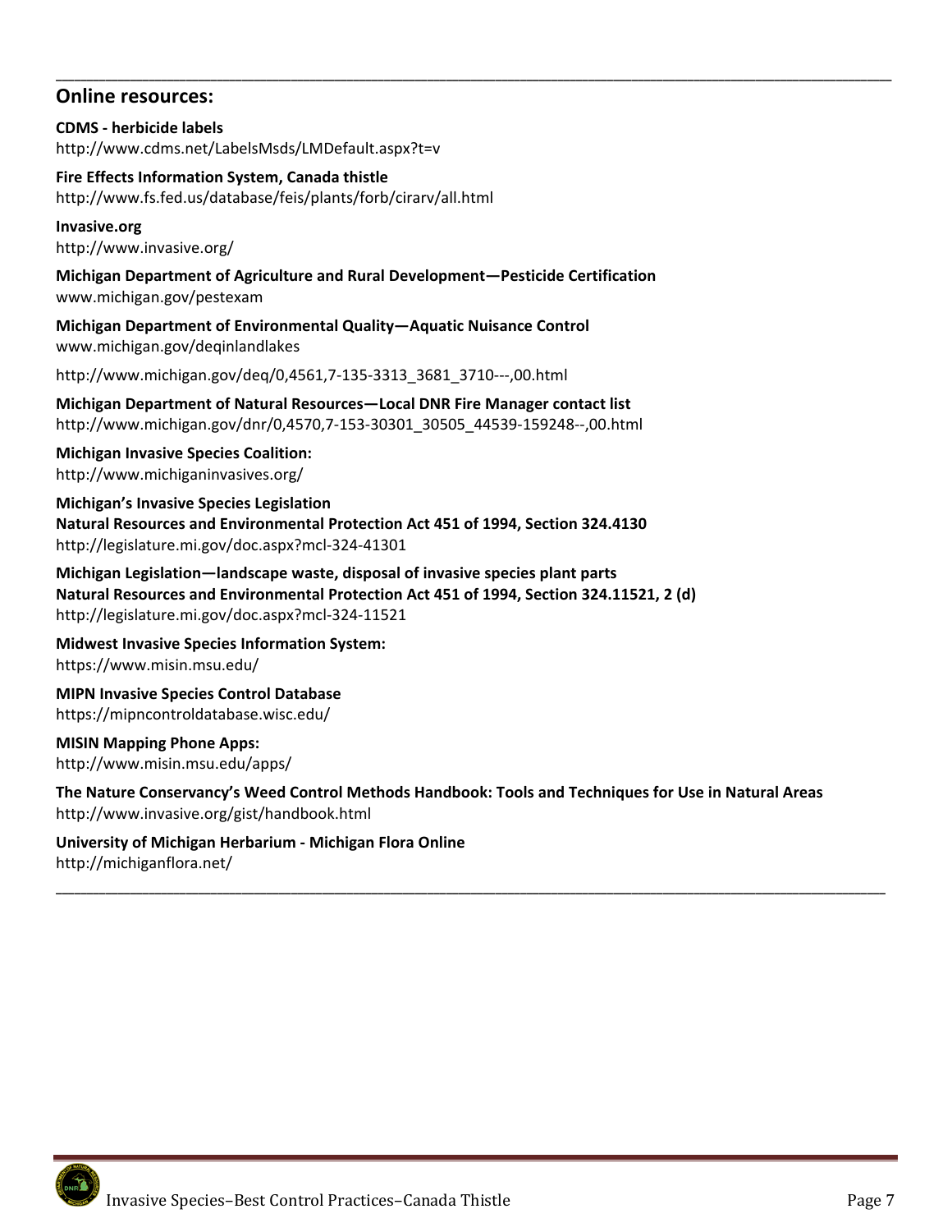## Online resources:

**CDMS - herbicide labels**
http://www.cdms.net/LabelsMsds/LMDefault.aspx?t=v

**Fire Effects Information System, Canada thistle**
http://www.fs.fed.us/database/feis/plants/forb/cirarv/all.html

**Invasive.org**
http://www.invasive.org/

**Michigan Department of Agriculture and Rural Development—Pesticide Certification**
www.michigan.gov/pestexam

**Michigan Department of Environmental Quality—Aquatic Nuisance Control**
www.michigan.gov/deqinlandlakes

http://www.michigan.gov/deq/0,4561,7-135-3313_3681_3710---,00.html

**Michigan Department of Natural Resources—Local DNR Fire Manager contact list**
http://www.michigan.gov/dnr/0,4570,7-153-30301_30505_44539-159248--,00.html

**Michigan Invasive Species Coalition:**
http://www.michiganinvasives.org/

**Michigan's Invasive Species Legislation**
**Natural Resources and Environmental Protection Act 451 of 1994, Section 324.4130**
http://legislature.mi.gov/doc.aspx?mcl-324-41301

**Michigan Legislation—landscape waste, disposal of invasive species plant parts**
**Natural Resources and Environmental Protection Act 451 of 1994, Section 324.11521, 2 (d)**
http://legislature.mi.gov/doc.aspx?mcl-324-11521

**Midwest Invasive Species Information System:**
https://www.misin.msu.edu/

**MIPN Invasive Species Control Database**
https://mipncontroldatabase.wisc.edu/

**MISIN Mapping Phone Apps:**
http://www.misin.msu.edu/apps/

**The Nature Conservancy's Weed Control Methods Handbook: Tools and Techniques for Use in Natural Areas**
http://www.invasive.org/gist/handbook.html

**University of Michigan Herbarium - Michigan Flora Online**
http://michiganflora.net/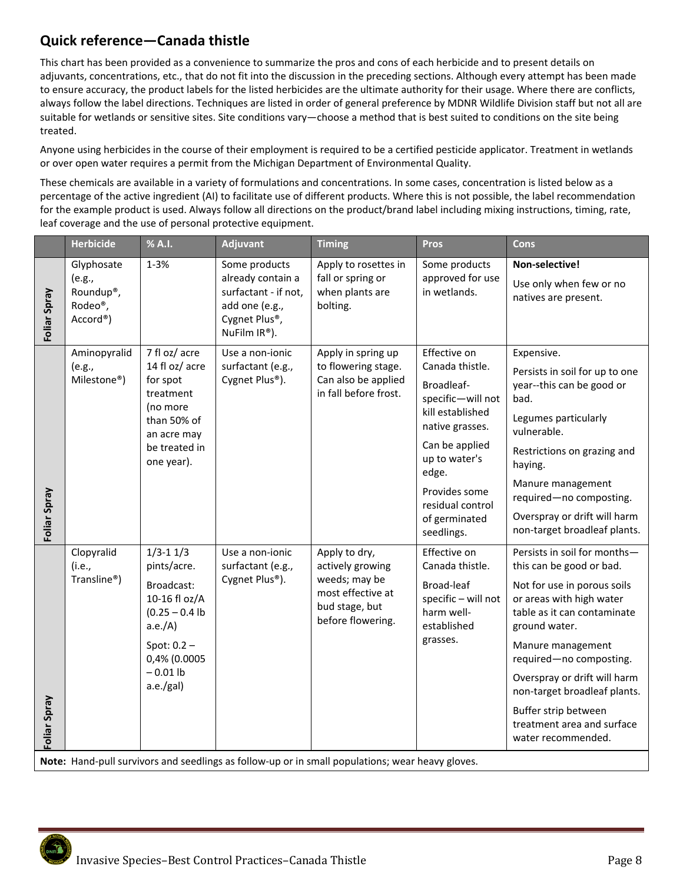## Quick reference—Canada thistle

This chart has been provided as a convenience to summarize the pros and cons of each herbicide and to present details on adjuvants, concentrations, etc., that do not fit into the discussion in the preceding sections. Although every attempt has been made to ensure accuracy, the product labels for the listed herbicides are the ultimate authority for their usage. Where there are conflicts, always follow the label directions. Techniques are listed in order of general preference by MDNR Wildlife Division staff but not all are suitable for wetlands or sensitive sites. Site conditions vary—choose a method that is best suited to conditions on the site being treated.

Anyone using herbicides in the course of their employment is required to be a certified pesticide applicator. Treatment in wetlands or over open water requires a permit from the Michigan Department of Environmental Quality.

These chemicals are available in a variety of formulations and concentrations. In some cases, concentration is listed below as a percentage of the active ingredient (AI) to facilitate use of different products. Where this is not possible, the label recommendation for the example product is used. Always follow all directions on the product/brand label including mixing instructions, timing, rate, leaf coverage and the use of personal protective equipment.

| | Herbicide | % A.I. | Adjuvant | Timing | Pros | Cons |
|---|---|---|---|---|---|---|
| Foliar Spray | Glyphosate (e.g., Roundup®, Rodeo®, Accord®) | 1-3% | Some products already contain a surfactant - if not, add one (e.g., Cygnet Plus®, NuFilm IR®). | Apply to rosettes in fall or spring or when plants are bolting. | Some products approved for use in wetlands. | **Non-selective!** Use only when few or no natives are present. |
| Foliar Spray | Aminopyralid (e.g., Milestone®) | 7 fl oz/ acre 14 fl oz/ acre for spot treatment (no more than 50% of an acre may be treated in one year). | Use a non-ionic surfactant (e.g., Cygnet Plus®). | Apply in spring up to flowering stage. Can also be applied in fall before frost. | Effective on Canada thistle. Broadleaf-specific—will not kill established native grasses. Can be applied up to water's edge. Provides some residual control of germinated seedlings. | Expensive. Persists in soil for up to one year--this can be good or bad. Legumes particularly vulnerable. Restrictions on grazing and haying. Manure management required—no composting. Overspray or drift will harm non-target broadleaf plants. |
| Foliar Spray | Clopyralid (i.e., Transline®) | 1/3-1 1/3 pints/acre. Broadcast: 10-16 fl oz/A (0.25 – 0.4 lb a.e./A) Spot: 0.2 – 0,4% (0.0005 – 0.01 lb a.e./gal) | Use a non-ionic surfactant (e.g., Cygnet Plus®). | Apply to dry, actively growing weeds; may be most effective at bud stage, but before flowering. | Effective on Canada thistle. Broad-leaf specific – will not harm well-established grasses. | Persists in soil for months—this can be good or bad. Not for use in porous soils or areas with high water table as it can contaminate ground water. Manure management required—no composting. Overspray or drift will harm non-target broadleaf plants. Buffer strip between treatment area and surface water recommended. |

**Note:** Hand-pull survivors and seedlings as follow-up or in small populations; wear heavy gloves.